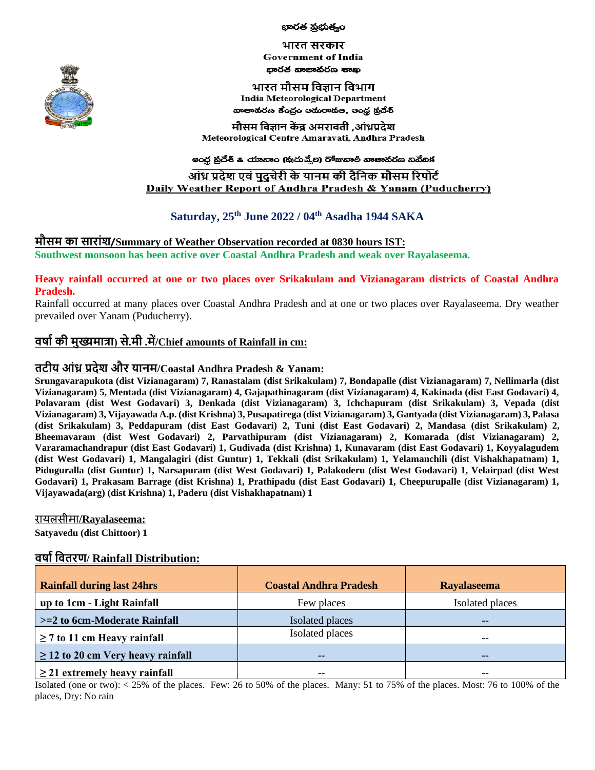భారత ప్రభుత్వం

भारत सरकार

Government of India

భారత వాతావరణ శాఖ

भारत मौसम विज्ञान विभाग

India Meteorological Department

వాతావరణ కేంద్రం అమరావతి, ఆంధ్ర ప్రదేశ్

मौसम विज्ञान केंद्र अमरावती ,आंध्रप्रदेश

Meteorological Centre Amaravati, Andhra Pradesh

ఆంధ్ర ప్రదేశ్ & యానాం (పుదుచ్చేరి) రోజువారీ వాతావరణ నివేదిక

**आंध्र प्रदेश एवं पुदुचेरी के यानम की दैनिक मौसम रिपोर्ट**

**Daily Weather Report of Andhra Pradesh & Yanam (Puducherry)**

## Saturday, 25th June 2022 / 04th Asadha 1944 SAKA

## मौसम का सारांश/Summary of Weather Observation recorded at 0830 hours IST:

**Southwest monsoon has been active over Coastal Andhra Pradesh and weak over Rayalaseema.**

**Heavy rainfall occurred at one or two places over Srikakulam and Vizianagaram districts of Coastal Andhra Pradesh.**

Rainfall occurred at many places over Coastal Andhra Pradesh and at one or two places over Rayalaseema. Dry weather prevailed over Yanam (Puducherry).

## वर्षा की मुख्यमात्रा) से.मी .में/Chief amounts of Rainfall in cm:

### तटीय आंध्र प्रदेश और यानम/Coastal Andhra Pradesh & Yanam:

**Srungavarapukota (dist Vizianagaram) 7, Ranastalam (dist Srikakulam) 7, Bondapalle (dist Vizianagaram) 7, Nellimarla (dist Vizianagaram) 5, Mentada (dist Vizianagaram) 4, Gajapathinagaram (dist Vizianagaram) 4, Kakinada (dist East Godavari) 4, Polavaram (dist West Godavari) 3, Denkada (dist Vizianagaram) 3, Ichchapuram (dist Srikakulam) 3, Vepada (dist Vizianagaram) 3, Vijayawada A.p. (dist Krishna) 3, Pusapatirega (dist Vizianagaram) 3, Gantyada (dist Vizianagaram) 3, Palasa (dist Srikakulam) 3, Peddapuram (dist East Godavari) 2, Tuni (dist East Godavari) 2, Mandasa (dist Srikakulam) 2, Bheemavaram (dist West Godavari) 2, Parvathipuram (dist Vizianagaram) 2, Komarada (dist Vizianagaram) 2, Vararamachandrapur (dist East Godavari) 1, Gudivada (dist Krishna) 1, Kunavaram (dist East Godavari) 1, Koyyalagudem (dist West Godavari) 1, Mangalagiri (dist Guntur) 1, Tekkali (dist Srikakulam) 1, Yelamanchili (dist Vishakhapatnam) 1, Piduguralla (dist Guntur) 1, Narsapuram (dist West Godavari) 1, Palakoderu (dist West Godavari) 1, Velairpad (dist West Godavari) 1, Prakasam Barrage (dist Krishna) 1, Prathipadu (dist East Godavari) 1, Cheepurupalle (dist Vizianagaram) 1, Vijayawada(arg) (dist Krishna) 1, Paderu (dist Vishakhapatnam) 1**

### रायलसीमा/Rayalaseema:

**Satyavedu (dist Chittoor) 1**

## वर्षा वितरण/ Rainfall Distribution:

| Rainfall during last 24hrs | Coastal Andhra Pradesh | Rayalaseema |
|---|---|---|
| up to 1cm - Light Rainfall | Few places | Isolated places |
| >=2 to 6cm-Moderate Rainfall | Isolated places | -- |
| ≥ 7 to 11 cm Heavy rainfall | Isolated places | -- |
| ≥ 12 to 20 cm Very heavy rainfall | -- | -- |
| ≥ 21 extremely heavy rainfall | -- | -- |

Isolated (one or two): < 25% of the places. Few: 26 to 50% of the places. Many: 51 to 75% of the places. Most: 76 to 100% of the places, Dry: No rain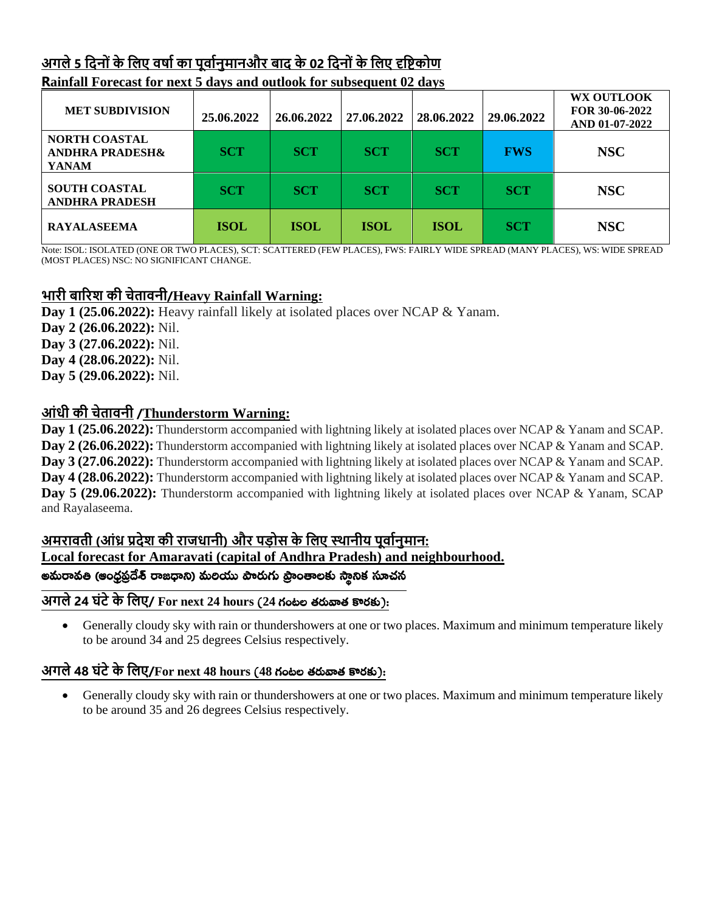## अगले 5 दिनों के लिए वर्षा का पूर्वानुमानऔर बाद के 02 दिनों के लिए दृष्टिकोण
## Rainfall Forecast for next 5 days and outlook for subsequent 02 days

| MET SUBDIVISION | 25.06.2022 | 26.06.2022 | 27.06.2022 | 28.06.2022 | 29.06.2022 | WX OUTLOOK FOR 30-06-2022 AND 01-07-2022 |
|---|---|---|---|---|---|---|
| NORTH COASTAL ANDHRA PRADESH& YANAM | SCT | SCT | SCT | SCT | FWS | NSC |
| SOUTH COASTAL ANDHRA PRADESH | SCT | SCT | SCT | SCT | SCT | NSC |
| RAYALASEEMA | ISOL | ISOL | ISOL | ISOL | SCT | NSC |

Note: ISOL: ISOLATED (ONE OR TWO PLACES), SCT: SCATTERED (FEW PLACES), FWS: FAIRLY WIDE SPREAD (MANY PLACES), WS: WIDE SPREAD (MOST PLACES) NSC: NO SIGNIFICANT CHANGE.

## भारी बारिश की चेतावनी/Heavy Rainfall Warning:

**Day 1 (25.06.2022):** Heavy rainfall likely at isolated places over NCAP & Yanam.
**Day 2 (26.06.2022):** Nil.
**Day 3 (27.06.2022):** Nil.
**Day 4 (28.06.2022):** Nil.
**Day 5 (29.06.2022):** Nil.

## आंधी की चेतावनी /Thunderstorm Warning:

**Day 1 (25.06.2022):** Thunderstorm accompanied with lightning likely at isolated places over NCAP & Yanam and SCAP.
**Day 2 (26.06.2022):** Thunderstorm accompanied with lightning likely at isolated places over NCAP & Yanam and SCAP.
**Day 3 (27.06.2022):** Thunderstorm accompanied with lightning likely at isolated places over NCAP & Yanam and SCAP.
**Day 4 (28.06.2022):** Thunderstorm accompanied with lightning likely at isolated places over NCAP & Yanam and SCAP.
**Day 5 (29.06.2022):** Thunderstorm accompanied with lightning likely at isolated places over NCAP & Yanam, SCAP and Rayalaseema.

## अमरावती (आंध्र प्रदेश की राजधानी) और पड़ोस के लिए स्थानीय पूर्वानुमान:
## Local forecast for Amaravati (capital of Andhra Pradesh) and neighbourhood.
## అమరావతి (ఆంధ్రప్రదేశ్ రాజధాని) మరియు పొరుగు ప్రాంతాలకు స్థానిక సూచన

### अगले 24 घंटे के लिए/ For next 24 hours (24 గంటల తరువాత కొరకు):

- Generally cloudy sky with rain or thundershowers at one or two places. Maximum and minimum temperature likely to be around 34 and 25 degrees Celsius respectively.

### अगले 48 घंटे के लिए/For next 48 hours (48 గంటల తరువాత కొరకు):

- Generally cloudy sky with rain or thundershowers at one or two places. Maximum and minimum temperature likely to be around 35 and 26 degrees Celsius respectively.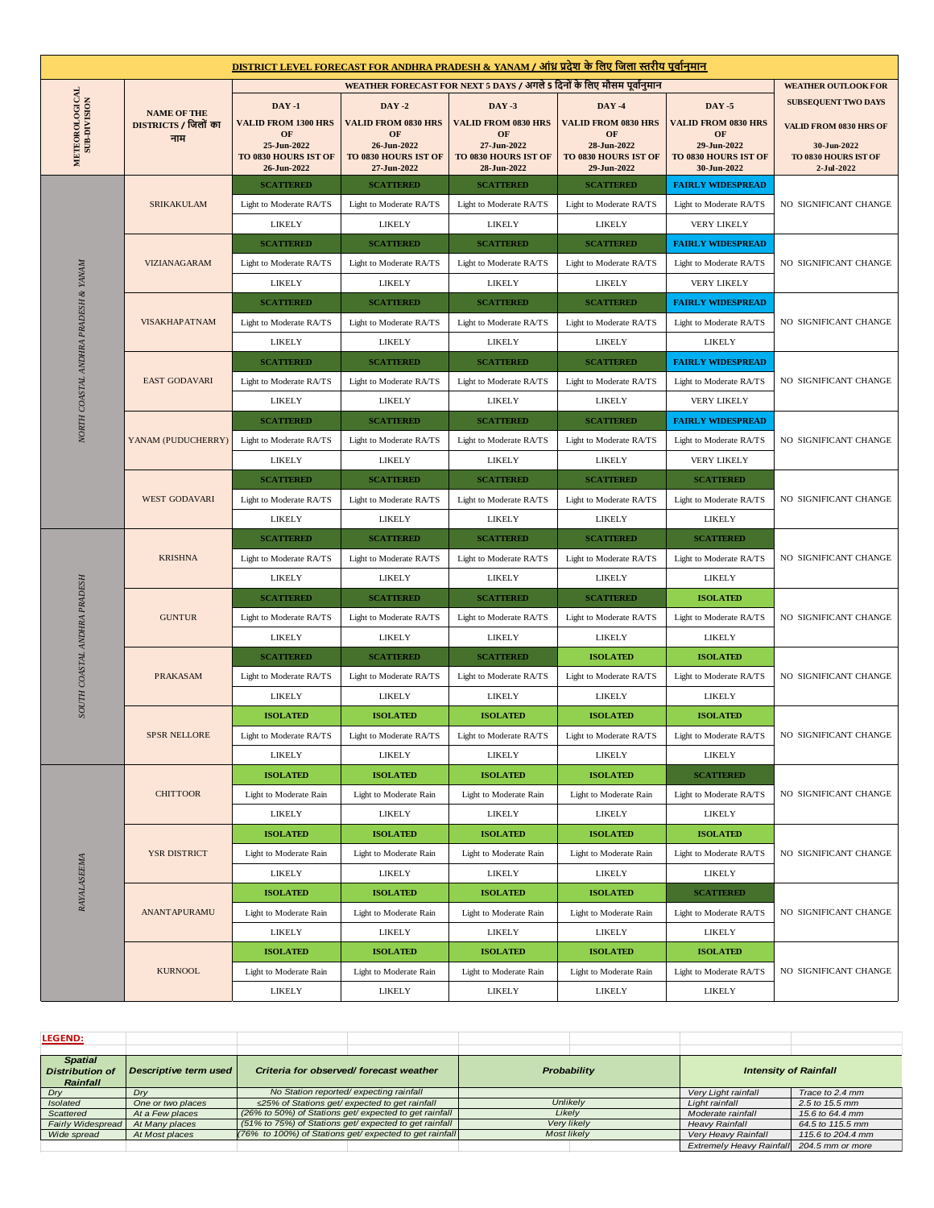## DISTRICT LEVEL FORECAST FOR ANDHRA PRADESH & YANAM / आंध्र प्रदेश के लिए जिला स्तरीय पूर्वानुमान

| METEOROLOGICAL SUB-DIVISION | NAME OF THE DISTRICTS / जिलों का नाम | WEATHER FORECAST FOR NEXT 5 DAYS / अगले 5 दिनों के लिए मौसम पूर्वानुमान | | | | | WEATHER OUTLOOK FOR SUBSEQUENT TWO DAYS |
|---|---|---|---|---|---|---|---|
| | | DAY -1 VALID FROM 1300 HRS OF 25-Jun-2022 TO 0830 HOURS IST OF 26-Jun-2022 | DAY -2 VALID FROM 0830 HRS OF 26-Jun-2022 TO 0830 HOURS IST OF 27-Jun-2022 | DAY -3 VALID FROM 0830 HRS OF 27-Jun-2022 TO 0830 HOURS IST OF 28-Jun-2022 | DAY -4 VALID FROM 0830 HRS OF 28-Jun-2022 TO 0830 HOURS IST OF 29-Jun-2022 | DAY -5 VALID FROM 0830 HRS OF 29-Jun-2022 TO 0830 HOURS IST OF 30-Jun-2022 | VALID FROM 0830 HRS OF 30-Jun-2022 TO 0830 HOURS IST OF 2-Jul-2022 |
| NORTH COASTAL ANDHRA PRADESH & YANAM | SRIKAKULAM | SCATTERED | SCATTERED | SCATTERED | SCATTERED | FAIRLY WIDESPREAD | NO SIGNIFICANT CHANGE |
| | | Light to Moderate RA/TS | Light to Moderate RA/TS | Light to Moderate RA/TS | Light to Moderate RA/TS | Light to Moderate RA/TS | |
| | | LIKELY | LIKELY | LIKELY | LIKELY | VERY LIKELY | |
| | VIZIANAGARAM | SCATTERED | SCATTERED | SCATTERED | SCATTERED | FAIRLY WIDESPREAD | NO SIGNIFICANT CHANGE |
| | | Light to Moderate RA/TS | Light to Moderate RA/TS | Light to Moderate RA/TS | Light to Moderate RA/TS | Light to Moderate RA/TS | |
| | | LIKELY | LIKELY | LIKELY | LIKELY | VERY LIKELY | |
| | VISAKHAPATNAM | SCATTERED | SCATTERED | SCATTERED | SCATTERED | FAIRLY WIDESPREAD | NO SIGNIFICANT CHANGE |
| | | Light to Moderate RA/TS | Light to Moderate RA/TS | Light to Moderate RA/TS | Light to Moderate RA/TS | Light to Moderate RA/TS | |
| | | LIKELY | LIKELY | LIKELY | LIKELY | LIKELY | |
| | EAST GODAVARI | SCATTERED | SCATTERED | SCATTERED | SCATTERED | FAIRLY WIDESPREAD | NO SIGNIFICANT CHANGE |
| | | Light to Moderate RA/TS | Light to Moderate RA/TS | Light to Moderate RA/TS | Light to Moderate RA/TS | Light to Moderate RA/TS | |
| | | LIKELY | LIKELY | LIKELY | LIKELY | VERY LIKELY | |
| | YANAM (PUDUCHERRY) | SCATTERED | SCATTERED | SCATTERED | SCATTERED | FAIRLY WIDESPREAD | NO SIGNIFICANT CHANGE |
| | | Light to Moderate RA/TS | Light to Moderate RA/TS | Light to Moderate RA/TS | Light to Moderate RA/TS | Light to Moderate RA/TS | |
| | | LIKELY | LIKELY | LIKELY | LIKELY | VERY LIKELY | |
| | WEST GODAVARI | SCATTERED | SCATTERED | SCATTERED | SCATTERED | SCATTERED | NO SIGNIFICANT CHANGE |
| | | Light to Moderate RA/TS | Light to Moderate RA/TS | Light to Moderate RA/TS | Light to Moderate RA/TS | Light to Moderate RA/TS | |
| | | LIKELY | LIKELY | LIKELY | LIKELY | LIKELY | |
| SOUTH COASTAL ANDHRA PRADESH | KRISHNA | SCATTERED | SCATTERED | SCATTERED | SCATTERED | SCATTERED | NO SIGNIFICANT CHANGE |
| | | Light to Moderate RA/TS | Light to Moderate RA/TS | Light to Moderate RA/TS | Light to Moderate RA/TS | Light to Moderate RA/TS | |
| | | LIKELY | LIKELY | LIKELY | LIKELY | LIKELY | |
| | GUNTUR | SCATTERED | SCATTERED | SCATTERED | SCATTERED | ISOLATED | NO SIGNIFICANT CHANGE |
| | | Light to Moderate RA/TS | Light to Moderate RA/TS | Light to Moderate RA/TS | Light to Moderate RA/TS | Light to Moderate RA/TS | |
| | | LIKELY | LIKELY | LIKELY | LIKELY | LIKELY | |
| | PRAKASAM | SCATTERED | SCATTERED | SCATTERED | ISOLATED | ISOLATED | NO SIGNIFICANT CHANGE |
| | | Light to Moderate RA/TS | Light to Moderate RA/TS | Light to Moderate RA/TS | Light to Moderate RA/TS | Light to Moderate RA/TS | |
| | | LIKELY | LIKELY | LIKELY | LIKELY | LIKELY | |
| | SPSR NELLORE | ISOLATED | ISOLATED | ISOLATED | ISOLATED | ISOLATED | NO SIGNIFICANT CHANGE |
| | | Light to Moderate RA/TS | Light to Moderate RA/TS | Light to Moderate RA/TS | Light to Moderate RA/TS | Light to Moderate RA/TS | |
| | | LIKELY | LIKELY | LIKELY | LIKELY | LIKELY | |
| RAYALASEEMA | CHITTOOR | ISOLATED | ISOLATED | ISOLATED | ISOLATED | SCATTERED | NO SIGNIFICANT CHANGE |
| | | Light to Moderate Rain | Light to Moderate Rain | Light to Moderate Rain | Light to Moderate Rain | Light to Moderate RA/TS | |
| | | LIKELY | LIKELY | LIKELY | LIKELY | LIKELY | |
| | YSR DISTRICT | ISOLATED | ISOLATED | ISOLATED | ISOLATED | ISOLATED | NO SIGNIFICANT CHANGE |
| | | Light to Moderate Rain | Light to Moderate Rain | Light to Moderate Rain | Light to Moderate Rain | Light to Moderate RA/TS | |
| | | LIKELY | LIKELY | LIKELY | LIKELY | LIKELY | |
| | ANANTAPURAMU | ISOLATED | ISOLATED | ISOLATED | ISOLATED | SCATTERED | NO SIGNIFICANT CHANGE |
| | | Light to Moderate Rain | Light to Moderate Rain | Light to Moderate Rain | Light to Moderate Rain | Light to Moderate RA/TS | |
| | | LIKELY | LIKELY | LIKELY | LIKELY | LIKELY | |
| | KURNOOL | ISOLATED | ISOLATED | ISOLATED | ISOLATED | ISOLATED | NO SIGNIFICANT CHANGE |
| | | Light to Moderate Rain | Light to Moderate Rain | Light to Moderate Rain | Light to Moderate Rain | Light to Moderate RA/TS | |
| | | LIKELY | LIKELY | LIKELY | LIKELY | LIKELY | |

**LEGEND:**

| Spatial Distribution of Rainfall | Descriptive term used | Criteria for observed/ forecast weather | Probability | Intensity of Rainfall | |
|---|---|---|---|---|---|
| Dry | Dry | No Station reported/ expecting rainfall | | Very Light rainfall | Trace to 2.4 mm |
| Isolated | One or two places | ≤25% of Stations get/ expected to get rainfall | Unlikely | Light rainfall | 2.5 to 15.5 mm |
| Scattered | At a Few places | (26% to 50%) of Stations get/ expected to get rainfall | Likely | Moderate rainfall | 15.6 to 64.4 mm |
| Fairly Widespread | At Many places | (51% to 75%) of Stations get/ expected to get rainfall | Very likely | Heavy Rainfall | 64.5 to 115.5 mm |
| Wide spread | At Most places | (76% to 100%) of Stations get/ expected to get rainfall | Most likely | Very Heavy Rainfall | 115.6 to 204.4 mm |
| | | | | Extremely Heavy Rainfall | 204.5 mm or more |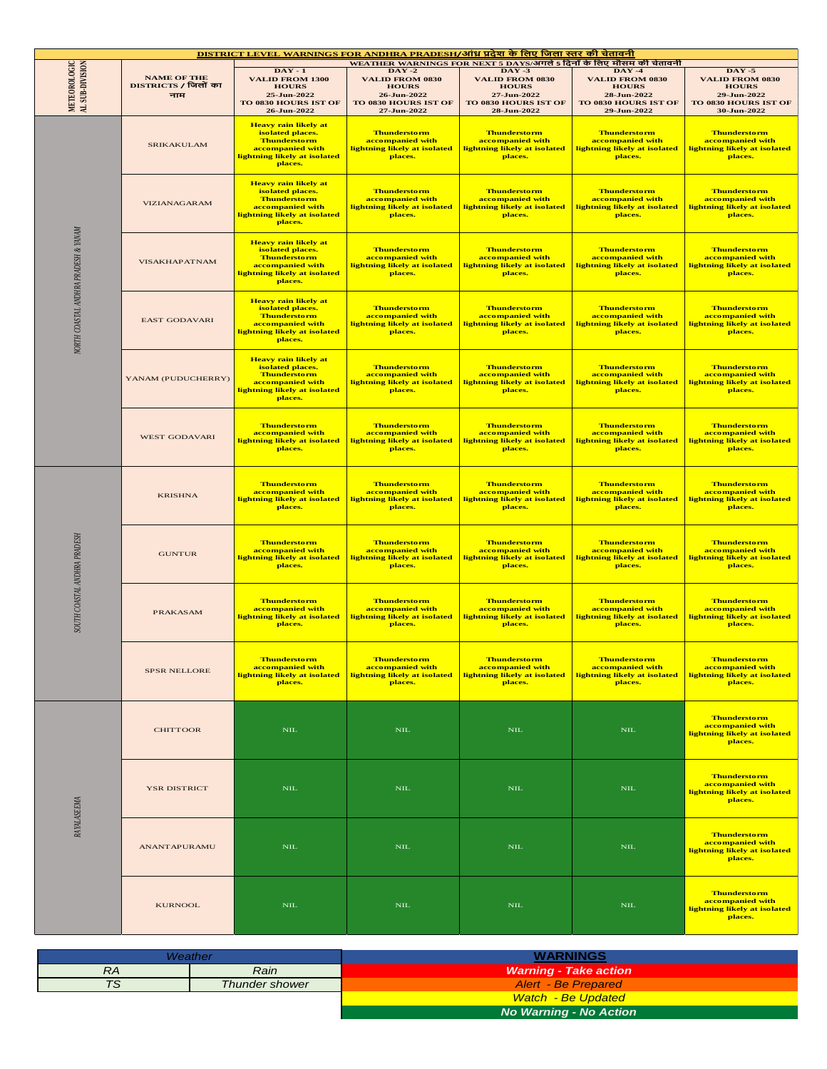**DISTRICT LEVEL WARNINGS FOR ANDHRA PRADESH/आंध्र प्रदेश के लिए जिला स्तर की चेतावनी**

| METEOROLOGICAL SUB-DIVISION | NAME OF THE DISTRICTS / जिलों का नाम | WEATHER WARNINGS FOR NEXT 5 DAYS/अगले 5 दिनों के लिए मौसम की चेतावनी | | | | |
|---|---|---|---|---|---|---|
| | | DAY - 1 VALID FROM 1300 HOURS 25-Jun-2022 TO 0830 HOURS IST OF 26-Jun-2022 | DAY -2 VALID FROM 0830 HOURS 26-Jun-2022 TO 0830 HOURS IST OF 27-Jun-2022 | DAY -3 VALID FROM 0830 HOURS 27-Jun-2022 TO 0830 HOURS IST OF 28-Jun-2022 | DAY -4 VALID FROM 0830 HOURS 28-Jun-2022 TO 0830 HOURS IST OF 29-Jun-2022 | DAY -5 VALID FROM 0830 HOURS 29-Jun-2022 TO 0830 HOURS IST OF 30-Jun-2022 |
| NORTH COASTAL ANDHRA PRADESH & YANAM | SRIKAKULAM | Heavy rain likely at isolated places. Thunderstorm accompanied with lightning likely at isolated places. | Thunderstorm accompanied with lightning likely at isolated places. | Thunderstorm accompanied with lightning likely at isolated places. | Thunderstorm accompanied with lightning likely at isolated places. | Thunderstorm accompanied with lightning likely at isolated places. |
| | VIZIANAGARAM | Heavy rain likely at isolated places. Thunderstorm accompanied with lightning likely at isolated places. | Thunderstorm accompanied with lightning likely at isolated places. | Thunderstorm accompanied with lightning likely at isolated places. | Thunderstorm accompanied with lightning likely at isolated places. | Thunderstorm accompanied with lightning likely at isolated places. |
| | VISAKHAPATNAM | Heavy rain likely at isolated places. Thunderstorm accompanied with lightning likely at isolated places. | Thunderstorm accompanied with lightning likely at isolated places. | Thunderstorm accompanied with lightning likely at isolated places. | Thunderstorm accompanied with lightning likely at isolated places. | Thunderstorm accompanied with lightning likely at isolated places. |
| | EAST GODAVARI | Heavy rain likely at isolated places. Thunderstorm accompanied with lightning likely at isolated places. | Thunderstorm accompanied with lightning likely at isolated places. | Thunderstorm accompanied with lightning likely at isolated places. | Thunderstorm accompanied with lightning likely at isolated places. | Thunderstorm accompanied with lightning likely at isolated places. |
| | YANAM (PUDUCHERRY) | Heavy rain likely at isolated places. Thunderstorm accompanied with lightning likely at isolated places. | Thunderstorm accompanied with lightning likely at isolated places. | Thunderstorm accompanied with lightning likely at isolated places. | Thunderstorm accompanied with lightning likely at isolated places. | Thunderstorm accompanied with lightning likely at isolated places. |
| | WEST GODAVARI | Thunderstorm accompanied with lightning likely at isolated places. | Thunderstorm accompanied with lightning likely at isolated places. | Thunderstorm accompanied with lightning likely at isolated places. | Thunderstorm accompanied with lightning likely at isolated places. | Thunderstorm accompanied with lightning likely at isolated places. |
| SOUTH COASTAL ANDHRA PRADESH | KRISHNA | Thunderstorm accompanied with lightning likely at isolated places. | Thunderstorm accompanied with lightning likely at isolated places. | Thunderstorm accompanied with lightning likely at isolated places. | Thunderstorm accompanied with lightning likely at isolated places. | Thunderstorm accompanied with lightning likely at isolated places. |
| | GUNTUR | Thunderstorm accompanied with lightning likely at isolated places. | Thunderstorm accompanied with lightning likely at isolated places. | Thunderstorm accompanied with lightning likely at isolated places. | Thunderstorm accompanied with lightning likely at isolated places. | Thunderstorm accompanied with lightning likely at isolated places. |
| | PRAKASAM | Thunderstorm accompanied with lightning likely at isolated places. | Thunderstorm accompanied with lightning likely at isolated places. | Thunderstorm accompanied with lightning likely at isolated places. | Thunderstorm accompanied with lightning likely at isolated places. | Thunderstorm accompanied with lightning likely at isolated places. |
| | SPSR NELLORE | Thunderstorm accompanied with lightning likely at isolated places. | Thunderstorm accompanied with lightning likely at isolated places. | Thunderstorm accompanied with lightning likely at isolated places. | Thunderstorm accompanied with lightning likely at isolated places. | Thunderstorm accompanied with lightning likely at isolated places. |
| RAYALASEEMA | CHITTOOR | NIL | NIL | NIL | NIL | Thunderstorm accompanied with lightning likely at isolated places. |
| | YSR DISTRICT | NIL | NIL | NIL | NIL | Thunderstorm accompanied with lightning likely at isolated places. |
| | ANANTAPURAMU | NIL | NIL | NIL | NIL | Thunderstorm accompanied with lightning likely at isolated places. |
| | KURNOOL | NIL | NIL | NIL | NIL | Thunderstorm accompanied with lightning likely at isolated places. |

| Weather | |
|---|---|
| RA | Rain |
| TS | Thunder shower |

| WARNINGS |
|---|
| Warning - Take action |
| Alert - Be Prepared |
| Watch - Be Updated |
| No Warning - No Action |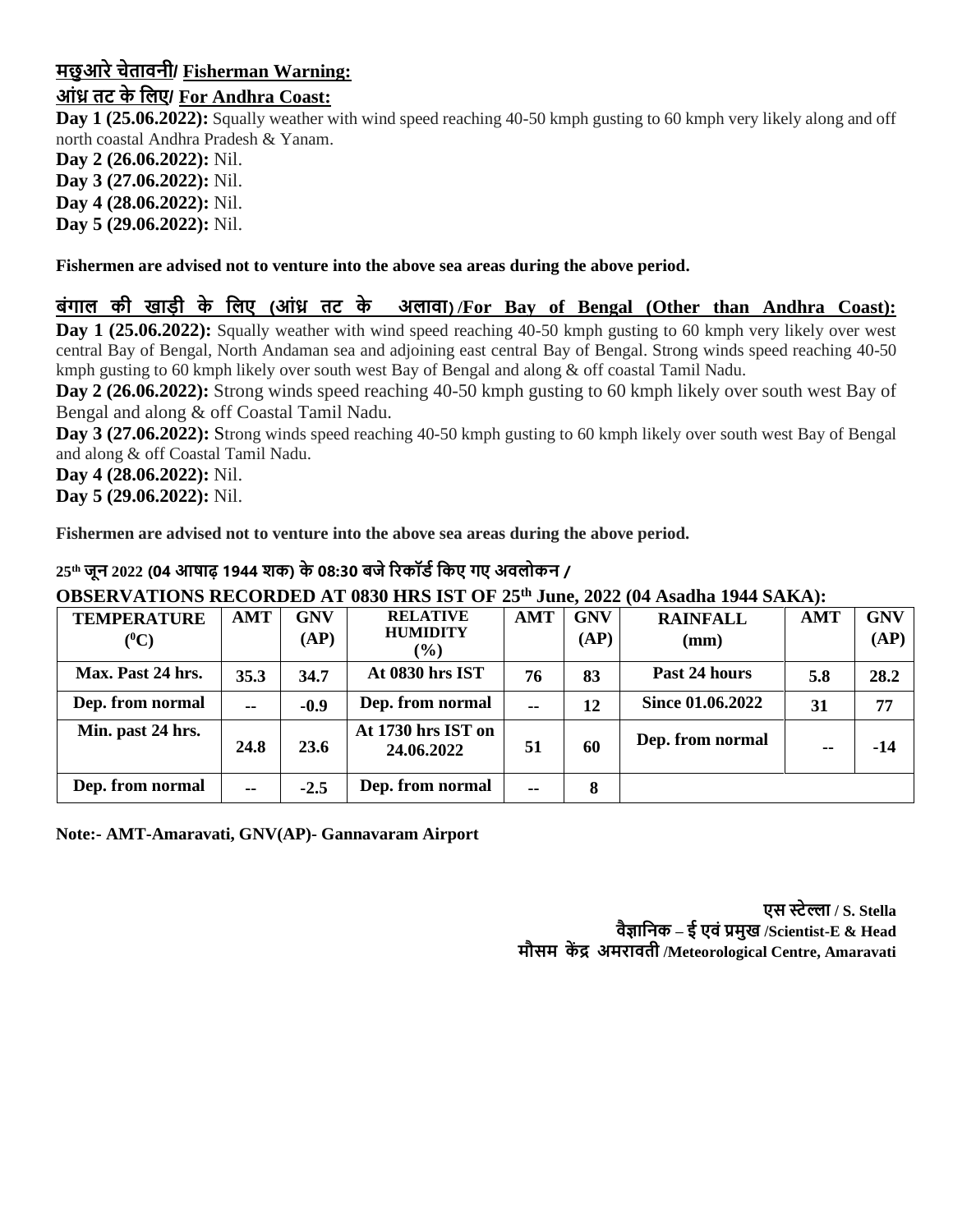## मछुआरे चेतावनी/ Fisherman Warning:

### आंध्र तट के लिए/ For Andhra Coast:

**Day 1 (25.06.2022):** Squally weather with wind speed reaching 40-50 kmph gusting to 60 kmph very likely along and off north coastal Andhra Pradesh & Yanam.

**Day 2 (26.06.2022):** Nil.

**Day 3 (27.06.2022):** Nil.

**Day 4 (28.06.2022):** Nil.

**Day 5 (29.06.2022):** Nil.

**Fishermen are advised not to venture into the above sea areas during the above period.**

### बंगाल की खाड़ी के लिए (आंध्र तट के अलावा) /For Bay of Bengal (Other than Andhra Coast):

**Day 1 (25.06.2022):** Squally weather with wind speed reaching 40-50 kmph gusting to 60 kmph very likely over west central Bay of Bengal, North Andaman sea and adjoining east central Bay of Bengal. Strong winds speed reaching 40-50 kmph gusting to 60 kmph likely over south west Bay of Bengal and along & off coastal Tamil Nadu.

**Day 2 (26.06.2022):** Strong winds speed reaching 40-50 kmph gusting to 60 kmph likely over south west Bay of Bengal and along & off Coastal Tamil Nadu.

**Day 3 (27.06.2022):** Strong winds speed reaching 40-50 kmph gusting to 60 kmph likely over south west Bay of Bengal and along & off Coastal Tamil Nadu.

**Day 4 (28.06.2022):** Nil.

**Day 5 (29.06.2022):** Nil.

**Fishermen are advised not to venture into the above sea areas during the above period.**

### 25th जून 2022 (04 आषाढ़ 1944 शक) के 08:30 बजे रिकॉर्ड किए गए अवलोकन / OBSERVATIONS RECORDED AT 0830 HRS IST OF 25th June, 2022 (04 Asadha 1944 SAKA):

| TEMPERATURE ($^0$C) | AMT | GNV (AP) | RELATIVE HUMIDITY (%) | AMT | GNV (AP) | RAINFALL (mm) | AMT | GNV (AP) |
|---|---|---|---|---|---|---|---|---|
| Max. Past 24 hrs. | 35.3 | 34.7 | At 0830 hrs IST | 76 | 83 | Past 24 hours | 5.8 | 28.2 |
| Dep. from normal | -- | -0.9 | Dep. from normal | -- | 12 | Since 01.06.2022 | 31 | 77 |
| Min. past 24 hrs. | 24.8 | 23.6 | At 1730 hrs IST on 24.06.2022 | 51 | 60 | Dep. from normal | -- | -14 |
| Dep. from normal | -- | -2.5 | Dep. from normal | -- | 8 | | | |

**Note:- AMT-Amaravati, GNV(AP)- Gannavaram Airport**

**एस स्टेल्ला / S. Stella**
**वैज्ञानिक – ई एवं प्रमुख /Scientist-E & Head**
**मौसम केंद्र अमरावती /Meteorological Centre, Amaravati**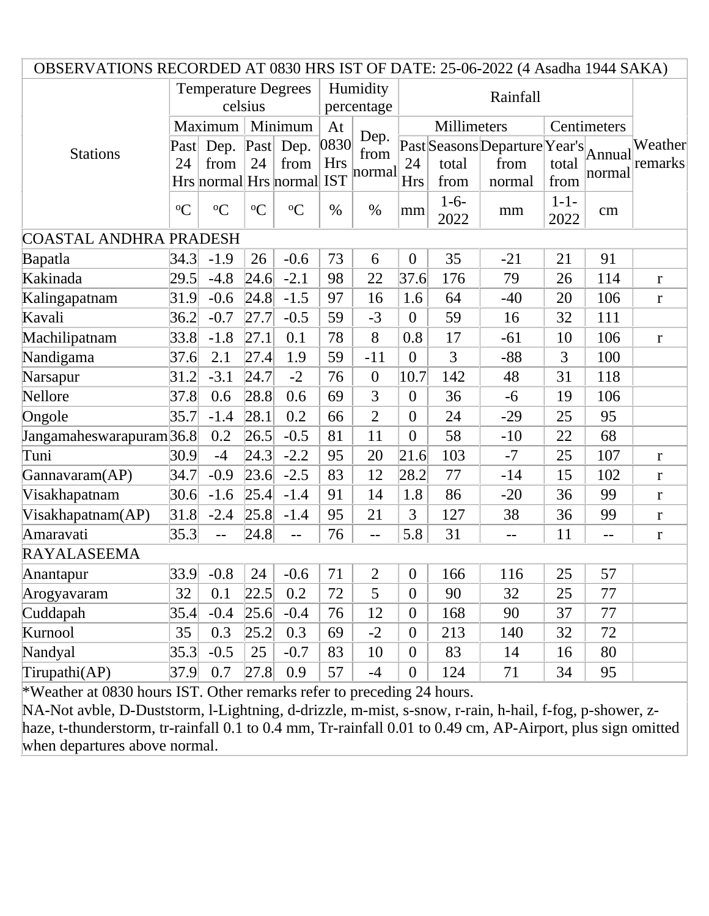| OBSERVATIONS RECORDED AT 0830 HRS IST OF DATE: 25-06-2022 (4 Asadha 1944 SAKA) | | | | | | | | | | | | |
|---|---|---|---|---|---|---|---|---|---|---|---|---|
| Stations | Temperature Degrees celsius | | | | Humidity percentage | | Rainfall | | | | | Weather remarks |
| | Maximum | | Minimum | | At 0830 Hrs IST | Dep. from normal | Millimeters | | | Centimeters | | |
| | Past 24 Hrs | Dep. from normal | Past 24 Hrs | Dep. from normal | | | Past 24 Hrs | Seasons total from | Departure from normal | Year's total from | Annual normal | |
| | oC | oC | oC | oC | % | % | mm | 1-6-2022 | mm | 1-1-2022 | cm | |
| COASTAL ANDHRA PRADESH | | | | | | | | | | | | |
| Bapatla | 34.3 | -1.9 | 26 | -0.6 | 73 | 6 | 0 | 35 | -21 | 21 | 91 | |
| Kakinada | 29.5 | -4.8 | 24.6 | -2.1 | 98 | 22 | 37.6 | 176 | 79 | 26 | 114 | r |
| Kalingapatnam | 31.9 | -0.6 | 24.8 | -1.5 | 97 | 16 | 1.6 | 64 | -40 | 20 | 106 | r |
| Kavali | 36.2 | -0.7 | 27.7 | -0.5 | 59 | -3 | 0 | 59 | 16 | 32 | 111 | |
| Machilipatnam | 33.8 | -1.8 | 27.1 | 0.1 | 78 | 8 | 0.8 | 17 | -61 | 10 | 106 | r |
| Nandigama | 37.6 | 2.1 | 27.4 | 1.9 | 59 | -11 | 0 | 3 | -88 | 3 | 100 | |
| Narsapur | 31.2 | -3.1 | 24.7 | -2 | 76 | 0 | 10.7 | 142 | 48 | 31 | 118 | |
| Nellore | 37.8 | 0.6 | 28.8 | 0.6 | 69 | 3 | 0 | 36 | -6 | 19 | 106 | |
| Ongole | 35.7 | -1.4 | 28.1 | 0.2 | 66 | 2 | 0 | 24 | -29 | 25 | 95 | |
| Jangamaheswarapuram | 36.8 | 0.2 | 26.5 | -0.5 | 81 | 11 | 0 | 58 | -10 | 22 | 68 | |
| Tuni | 30.9 | -4 | 24.3 | -2.2 | 95 | 20 | 21.6 | 103 | -7 | 25 | 107 | r |
| Gannavaram(AP) | 34.7 | -0.9 | 23.6 | -2.5 | 83 | 12 | 28.2 | 77 | -14 | 15 | 102 | r |
| Visakhapatnam | 30.6 | -1.6 | 25.4 | -1.4 | 91 | 14 | 1.8 | 86 | -20 | 36 | 99 | r |
| Visakhapatnam(AP) | 31.8 | -2.4 | 25.8 | -1.4 | 95 | 21 | 3 | 127 | 38 | 36 | 99 | r |
| Amaravati | 35.3 | -- | 24.8 | -- | 76 | -- | 5.8 | 31 | -- | 11 | -- | r |
| RAYALASEEMA | | | | | | | | | | | | |
| Anantapur | 33.9 | -0.8 | 24 | -0.6 | 71 | 2 | 0 | 166 | 116 | 25 | 57 | |
| Arogyavaram | 32 | 0.1 | 22.5 | 0.2 | 72 | 5 | 0 | 90 | 32 | 25 | 77 | |
| Cuddapah | 35.4 | -0.4 | 25.6 | -0.4 | 76 | 12 | 0 | 168 | 90 | 37 | 77 | |
| Kurnool | 35 | 0.3 | 25.2 | 0.3 | 69 | -2 | 0 | 213 | 140 | 32 | 72 | |
| Nandyal | 35.3 | -0.5 | 25 | -0.7 | 83 | 10 | 0 | 83 | 14 | 16 | 80 | |
| Tirupathi(AP) | 37.9 | 0.7 | 27.8 | 0.9 | 57 | -4 | 0 | 124 | 71 | 34 | 95 | |

*Weather at 0830 hours IST. Other remarks refer to preceding 24 hours.
NA-Not avble, D-Duststorm, l-Lightning, d-drizzle, m-mist, s-snow, r-rain, h-hail, f-fog, p-shower, z-haze, t-thunderstorm, tr-rainfall 0.1 to 0.4 mm, Tr-rainfall 0.01 to 0.49 cm, AP-Airport, plus sign omitted when departures above normal.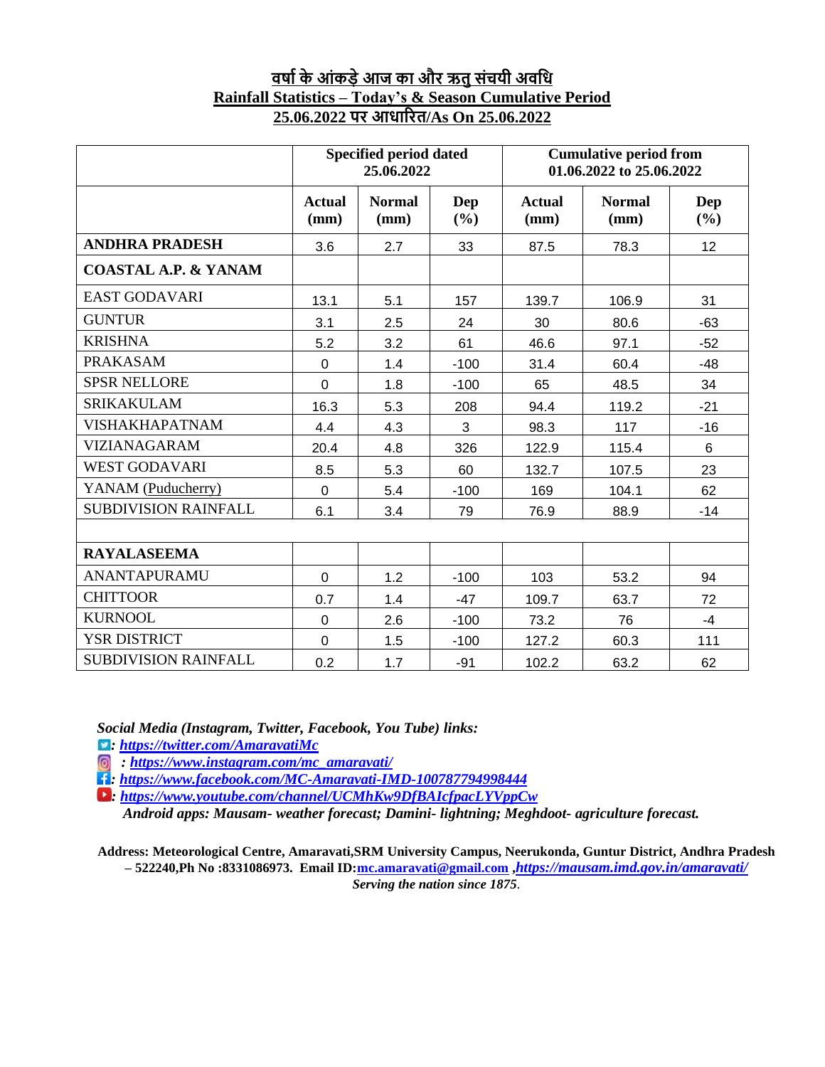# वर्षा के आंकड़े आज का और ऋतु संचयी अवधि
# Rainfall Statistics – Today's & Season Cumulative Period
## 25.06.2022 पर आधारित/As On 25.06.2022

| | Specified period dated 25.06.2022 | | | Cumulative period from 01.06.2022 to 25.06.2022 | | |
|---|---|---|---|---|---|---|
| | **Actual (mm)** | **Normal (mm)** | **Dep (%)** | **Actual (mm)** | **Normal (mm)** | **Dep (%)** |
| **ANDHRA PRADESH** | 3.6 | 2.7 | 33 | 87.5 | 78.3 | 12 |
| **COASTAL A.P. & YANAM** | | | | | | |
| EAST GODAVARI | 13.1 | 5.1 | 157 | 139.7 | 106.9 | 31 |
| GUNTUR | 3.1 | 2.5 | 24 | 30 | 80.6 | -63 |
| KRISHNA | 5.2 | 3.2 | 61 | 46.6 | 97.1 | -52 |
| PRAKASAM | 0 | 1.4 | -100 | 31.4 | 60.4 | -48 |
| SPSR NELLORE | 0 | 1.8 | -100 | 65 | 48.5 | 34 |
| SRIKAKULAM | 16.3 | 5.3 | 208 | 94.4 | 119.2 | -21 |
| VISHAKHAPATNAM | 4.4 | 4.3 | 3 | 98.3 | 117 | -16 |
| VIZIANAGARAM | 20.4 | 4.8 | 326 | 122.9 | 115.4 | 6 |
| WEST GODAVARI | 8.5 | 5.3 | 60 | 132.7 | 107.5 | 23 |
| YANAM (Puducherry) | 0 | 5.4 | -100 | 169 | 104.1 | 62 |
| SUBDIVISION RAINFALL | 6.1 | 3.4 | 79 | 76.9 | 88.9 | -14 |
| | | | | | | |
| **RAYALASEEMA** | | | | | | |
| ANANTAPURAMU | 0 | 1.2 | -100 | 103 | 53.2 | 94 |
| CHITTOOR | 0.7 | 1.4 | -47 | 109.7 | 63.7 | 72 |
| KURNOOL | 0 | 2.6 | -100 | 73.2 | 76 | -4 |
| YSR DISTRICT | 0 | 1.5 | -100 | 127.2 | 60.3 | 111 |
| SUBDIVISION RAINFALL | 0.2 | 1.7 | -91 | 102.2 | 63.2 | 62 |

***Social Media (Instagram, Twitter, Facebook, You Tube) links:***

- ***: https://twitter.com/AmaravatiMc***
- ***: https://www.instagram.com/mc_amaravati/***
- ***: https://www.facebook.com/MC-Amaravati-IMD-100787794998444***
- ***: https://www.youtube.com/channel/UCMhKw9DfBAIcfpacLYVppCw***

***Android apps: Mausam- weather forecast; Damini- lightning; Meghdoot- agriculture forecast.***

**Address: Meteorological Centre, Amaravati,SRM University Campus, Neerukonda, Guntur District, Andhra Pradesh – 522240,Ph No :8331086973. Email ID:mc.amaravati@gmail.com ,*https://mausam.imd.gov.in/amaravati/***

***Serving the nation since 1875.***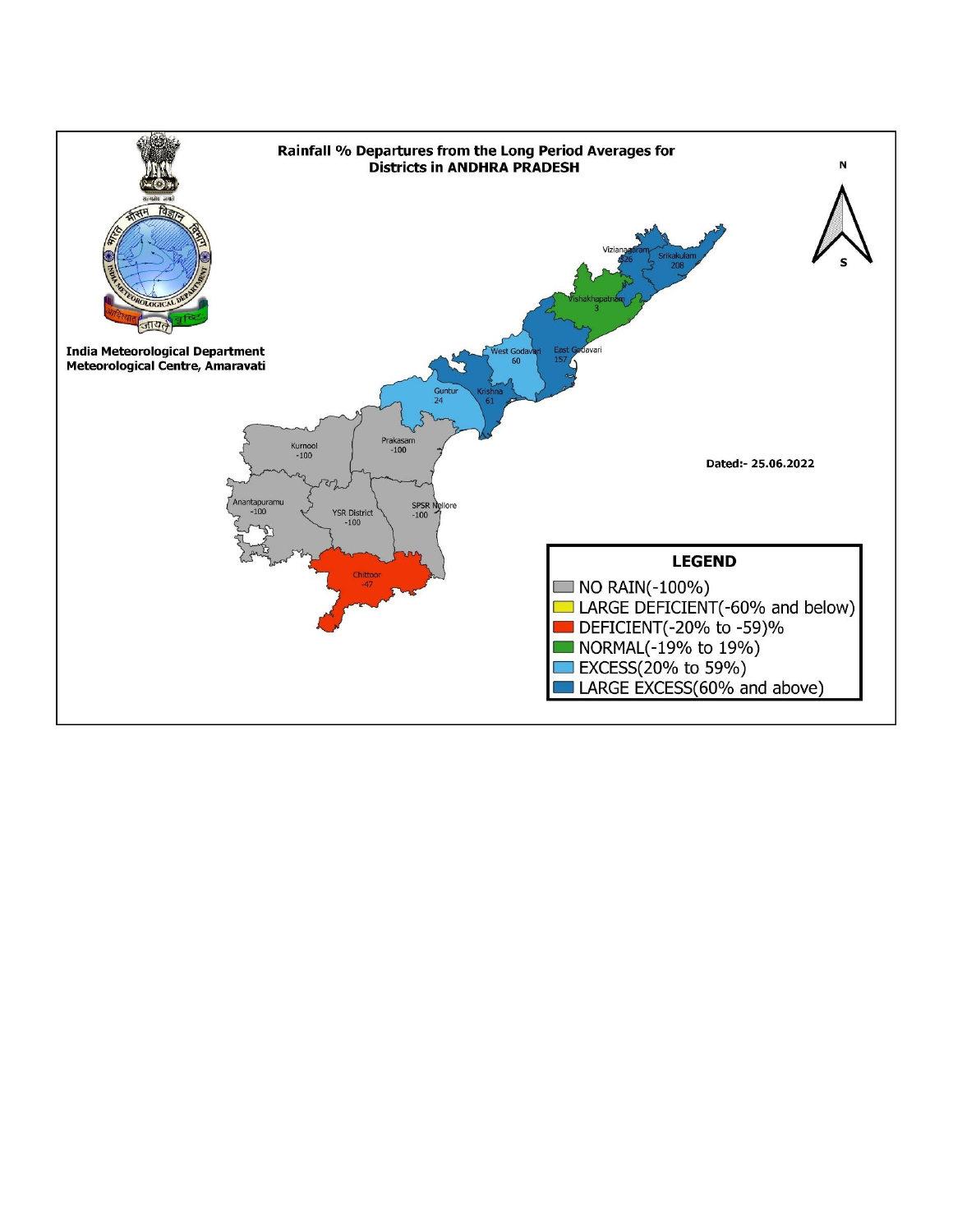## Rainfall % Departures from the Long Period Averages for Districts in ANDHRA PRADESH

**India Meteorological Department**
**Meteorological Centre, Amaravati**

**Dated:- 25.06.2022**

| District | Departure (%) |
|---|---|
| Vizianagaram | 126 |
| Srikakulam | 208 |
| Vishakhapatnam | 3 |
| East Godavari | 157 |
| West Godavari | 60 |
| Krishna | 61 |
| Guntur | 24 |
| Prakasam | -100 |
| Kurnool | -100 |
| Anantapuramu | -100 |
| YSR District | -100 |
| SPSR Nellore | -100 |
| Chittoor | -47 |

**LEGEND**

- NO RAIN(-100%)
- LARGE DEFICIENT(-60% and below)
- DEFICIENT(-20% to -59)%
- NORMAL(-19% to 19%)
- EXCESS(20% to 59%)
- LARGE EXCESS(60% and above)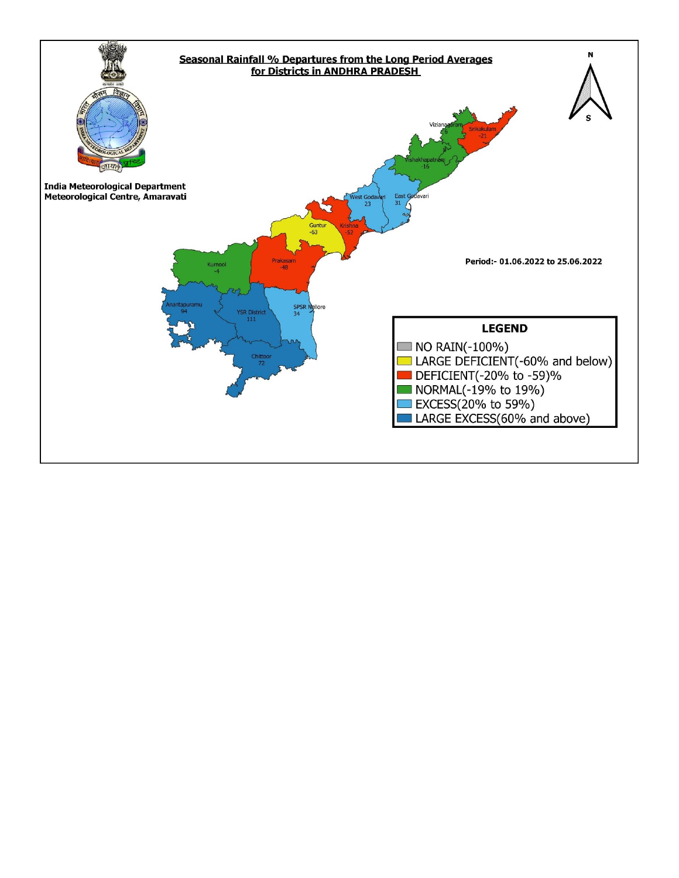India Meteorological Department
Meteorological Centre, Amaravati

## Seasonal Rainfall % Departures from the Long Period Averages for Districts in ANDHRA PRADESH

N
S

Vizianagaram
6

Srikakulam
-21

Vishakhapatnam
-16

West Godavari
23

East Godavari
31

Guntur
-63

Krishna
-52

Kurnool
-4

Prakasam
-48

Anantapuramu
94

YSR District
111

SPSR Nellore
34

Chittoor
72

Period:- 01.06.2022 to 25.06.2022

**LEGEND**

- NO RAIN(-100%)
- LARGE DEFICIENT(-60% and below)
- DEFICIENT(-20% to -59)%
- NORMAL(-19% to 19%)
- EXCESS(20% to 59%)
- LARGE EXCESS(60% and above)